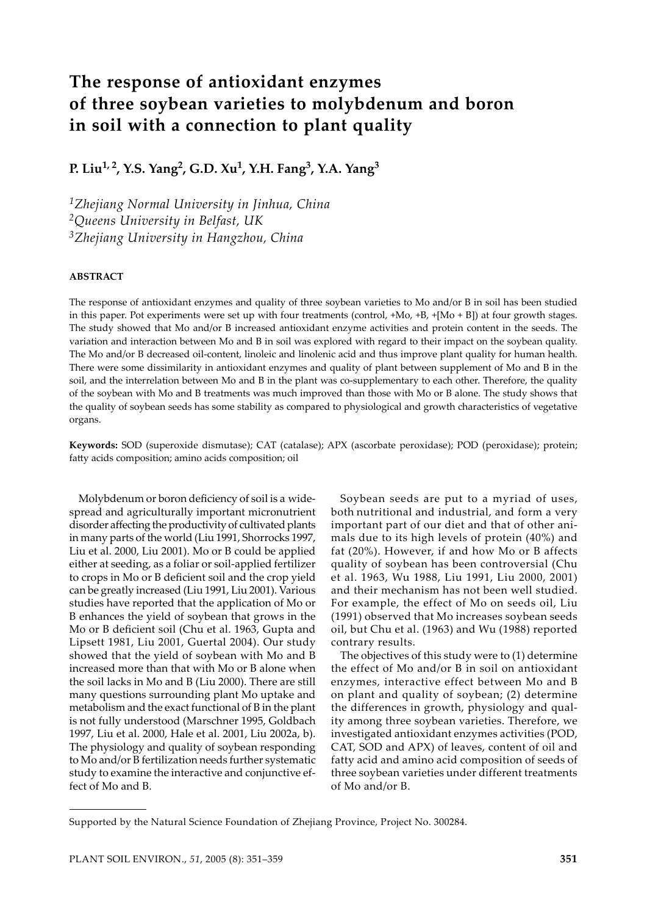# The response of antioxidant enzymes of three soybean varieties to molybdenum and boron in soil with a connection to plant quality

**P. Liu[1,2], Y.S. Yang[2], G.D. Xu[1], Y.H. Fang[3], Y.A. Yang[3]**

*[1]Zhejiang Normal University in Jinhua, China*
*[2]Queens University in Belfast, UK*
*[3]Zhejiang University in Hangzhou, China*

## ABSTRACT

The response of antioxidant enzymes and quality of three soybean varieties to Mo and/or B in soil has been studied in this paper. Pot experiments were set up with four treatments (control, +Mo, +B, +[Mo + B]) at four growth stages. The study showed that Mo and/or B increased antioxidant enzyme activities and protein content in the seeds. The variation and interaction between Mo and B in soil was explored with regard to their impact on the soybean quality. The Mo and/or B decreased oil-content, linoleic and linolenic acid and thus improve plant quality for human health. There were some dissimilarity in antioxidant enzymes and quality of plant between supplement of Mo and B in the soil, and the interrelation between Mo and B in the plant was co-supplementary to each other. Therefore, the quality of the soybean with Mo and B treatments was much improved than those with Mo or B alone. The study shows that the quality of soybean seeds has some stability as compared to physiological and growth characteristics of vegetative organs.

**Keywords:** SOD (superoxide dismutase); CAT (catalase); APX (ascorbate peroxidase); POD (peroxidase); protein; fatty acids composition; amino acids composition; oil

Molybdenum or boron deficiency of soil is a widespread and agriculturally important micronutrient disorder affecting the productivity of cultivated plants in many parts of the world (Liu 1991, Shorrocks 1997, Liu et al. 2000, Liu 2001). Mo or B could be applied either at seeding, as a foliar or soil-applied fertilizer to crops in Mo or B deficient soil and the crop yield can be greatly increased (Liu 1991, Liu 2001). Various studies have reported that the application of Mo or B enhances the yield of soybean that grows in the Mo or B deficient soil (Chu et al. 1963, Gupta and Lipsett 1981, Liu 2001, Guertal 2004). Our study showed that the yield of soybean with Mo and B increased more than that with Mo or B alone when the soil lacks in Mo and B (Liu 2000). There are still many questions surrounding plant Mo uptake and metabolism and the exact functional of B in the plant is not fully understood (Marschner 1995, Goldbach 1997, Liu et al. 2000, Hale et al. 2001, Liu 2002a, b). The physiology and quality of soybean responding to Mo and/or B fertilization needs further systematic study to examine the interactive and conjunctive effect of Mo and B.

Soybean seeds are put to a myriad of uses, both nutritional and industrial, and form a very important part of our diet and that of other animals due to its high levels of protein (40%) and fat (20%). However, if and how Mo or B affects quality of soybean has been controversial (Chu et al. 1963, Wu 1988, Liu 1991, Liu 2000, 2001) and their mechanism has not been well studied. For example, the effect of Mo on seeds oil, Liu (1991) observed that Mo increases soybean seeds oil, but Chu et al. (1963) and Wu (1988) reported contrary results.

The objectives of this study were to (1) determine the effect of Mo and/or B in soil on antioxidant enzymes, interactive effect between Mo and B on plant and quality of soybean; (2) determine the differences in growth, physiology and quality among three soybean varieties. Therefore, we investigated antioxidant enzymes activities (POD, CAT, SOD and APX) of leaves, content of oil and fatty acid and amino acid composition of seeds of three soybean varieties under different treatments of Mo and/or B.

Supported by the Natural Science Foundation of Zhejiang Province, Project No. 300284.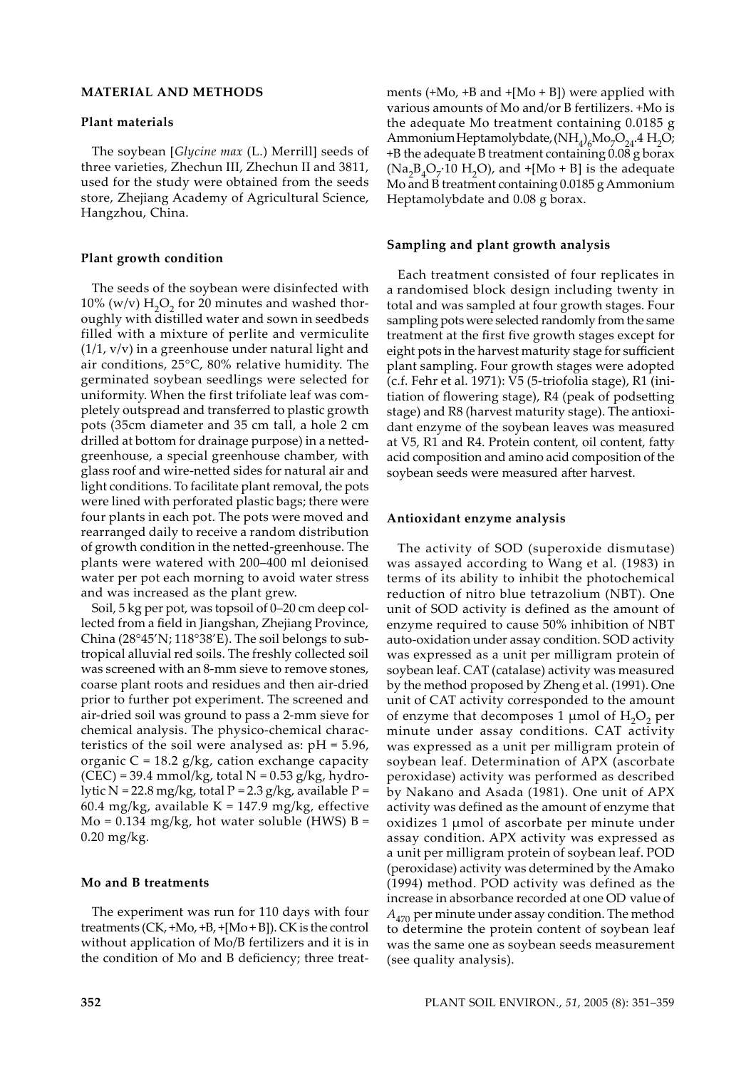## MATERIAL AND METHODS

### Plant materials

The soybean [*Glycine max* (L.) Merrill] seeds of three varieties, Zhechun III, Zhechun II and 3811, used for the study were obtained from the seeds store, Zhejiang Academy of Agricultural Science, Hangzhou, China.

### Plant growth condition

The seeds of the soybean were disinfected with 10% (w/v) $H_2O_2$ for 20 minutes and washed thoroughly with distilled water and sown in seedbeds filled with a mixture of perlite and vermiculite (1/1, v/v) in a greenhouse under natural light and air conditions, 25°C, 80% relative humidity. The germinated soybean seedlings were selected for uniformity. When the first trifoliate leaf was completely outspread and transferred to plastic growth pots (35cm diameter and 35 cm tall, a hole 2 cm drilled at bottom for drainage purpose) in a netted-greenhouse, a special greenhouse chamber, with glass roof and wire-netted sides for natural air and light conditions. To facilitate plant removal, the pots were lined with perforated plastic bags; there were four plants in each pot. The pots were moved and rearranged daily to receive a random distribution of growth condition in the netted-greenhouse. The plants were watered with 200–400 ml deionised water per pot each morning to avoid water stress and was increased as the plant grew.

Soil, 5 kg per pot, was topsoil of 0–20 cm deep collected from a field in Jiangshan, Zhejiang Province, China (28°45'N; 118°38'E). The soil belongs to subtropical alluvial red soils. The freshly collected soil was screened with an 8-mm sieve to remove stones, coarse plant roots and residues and then air-dried prior to further pot experiment. The screened and air-dried soil was ground to pass a 2-mm sieve for chemical analysis. The physico-chemical characteristics of the soil were analysed as: pH = 5.96, organic C = 18.2 g/kg, cation exchange capacity (CEC) = 39.4 mmol/kg, total N = 0.53 g/kg, hydrolytic N = 22.8 mg/kg, total P = 2.3 g/kg, available P = 60.4 mg/kg, available K = 147.9 mg/kg, effective Mo = 0.134 mg/kg, hot water soluble (HWS) B = 0.20 mg/kg.

### Mo and B treatments

The experiment was run for 110 days with four treatments (CK, +Mo, +B, +[Mo + B]). CK is the control without application of Mo/B fertilizers and it is in the condition of Mo and B deficiency; three treatments (+Mo, +B and +[Mo + B]) were applied with various amounts of Mo and/or B fertilizers. +Mo is the adequate Mo treatment containing 0.0185 g Ammonium Heptamolybdate, $(NH_4)_6Mo_7O_{24}.4\ H_2O$; +B the adequate B treatment containing 0.08 g borax ($Na_2B_4O_7 \cdot 10\ H_2O$), and +[Mo + B] is the adequate Mo and B treatment containing 0.0185 g Ammonium Heptamolybdate and 0.08 g borax.

### Sampling and plant growth analysis

Each treatment consisted of four replicates in a randomised block design including twenty in total and was sampled at four growth stages. Four sampling pots were selected randomly from the same treatment at the first five growth stages except for eight pots in the harvest maturity stage for sufficient plant sampling. Four growth stages were adopted (c.f. Fehr et al. 1971): V5 (5-triofolia stage), R1 (initiation of flowering stage), R4 (peak of podsetting stage) and R8 (harvest maturity stage). The antioxidant enzyme of the soybean leaves was measured at V5, R1 and R4. Protein content, oil content, fatty acid composition and amino acid composition of the soybean seeds were measured after harvest.

### Antioxidant enzyme analysis

The activity of SOD (superoxide dismutase) was assayed according to Wang et al. (1983) in terms of its ability to inhibit the photochemical reduction of nitro blue tetrazolium (NBT). One unit of SOD activity is defined as the amount of enzyme required to cause 50% inhibition of NBT auto-oxidation under assay condition. SOD activity was expressed as a unit per milligram protein of soybean leaf. CAT (catalase) activity was measured by the method proposed by Zheng et al. (1991). One unit of CAT activity corresponded to the amount of enzyme that decomposes 1 μmol of $H_2O_2$ per minute under assay conditions. CAT activity was expressed as a unit per milligram protein of soybean leaf. Determination of APX (ascorbate peroxidase) activity was performed as described by Nakano and Asada (1981). One unit of APX activity was defined as the amount of enzyme that oxidizes 1 μmol of ascorbate per minute under assay condition. APX activity was expressed as a unit per milligram protein of soybean leaf. POD (peroxidase) activity was determined by the Amako (1994) method. POD activity was defined as the increase in absorbance recorded at one OD value of $A_{470}$ per minute under assay condition. The method to determine the protein content of soybean leaf was the same one as soybean seeds measurement (see quality analysis).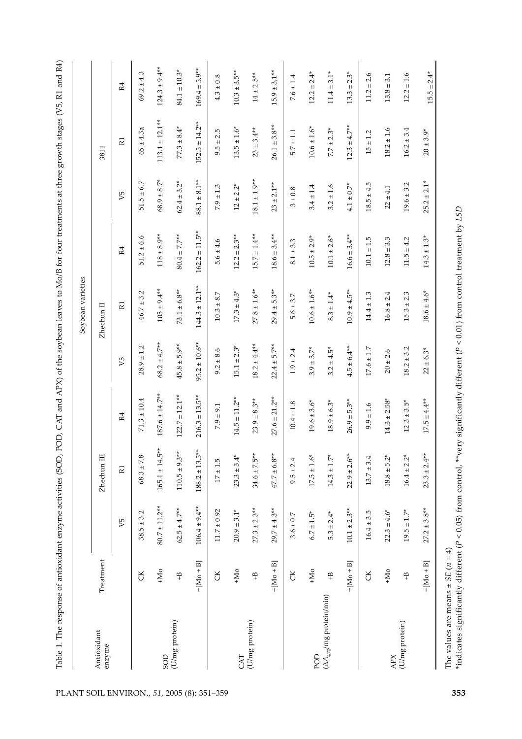Table 1. The response of antioxidant enzyme activities (SOD, POD, CAT and APX) of the soybean leaves to Mo/B for four treatments at three growth stages (V5, R1 and R4)

| Antioxidant enzyme | Treatment | Soybean varieties | | | | | | | | |
|---|---|---|---|---|---|---|---|---|---|---|
| | | Zhechun III | | | Zhechun II | | | 3811 | | |
| | | V5 | R1 | R4 | V5 | R1 | R4 | V5 | R1 | R4 |
| SOD (U/mg protein) | CK | 38.5 ± 3.2 | 68.3 ± 7.8 | 71.3 ± 10.4 | 28.9 ± 1.2 | 46.7 ± 3.2 | 51.2 ± 6.6 | 51.5 ± 6.7 | 65 ± 4.3a | 69.2 ± 4.3 |
| | +Mo | 80.7 ± 11.2** | 165.1 ± 14.5** | 187.6 ± 14.7** | 68.2 ± 4.7** | 105 ± 9.4** | 118 ± 8.9** | 68.9 ± 8.7* | 113.1 ± 12.1** | 124.3 ± 9.4** |
| | +B | 62.5 ± 4.7** | 110.5 ± 9.3** | 122.7 ± 12.1** | 45.8 ± 5.9** | 73.1 ± 6.8** | 80.4 ± 7.7** | 62.4 ± 3.2* | 77.3 ± 8.4* | 84.1 ± 10.3* |
| | +[Mo + B] | 106.4 ± 9.4** | 188.2 ± 13.5** | 216.3 ± 13.5** | 95.2 ± 10.6** | 144.3 ± 12.1** | 162.2 ± 11.5** | 88.1 ± 8.1** | 152.5 ± 14.2** | 169.4 ± 5.9** |
| CAT (U/mg protein) | CK | 11.7 ± 0.92 | 17 ± 1.5 | 7.9 ± 9.1 | 9.2 ± 8.6 | 10.3 ± 8.7 | 5.6 ± 4.6 | 7.9 ± 1.3 | 9.5 ± 2.5 | 4.3 ± 0.8 |
| | +Mo | 20.9 ± 3.1* | 23.3 ± 3.4* | 14.5 ± 11.2** | 15.1 ± 2.3* | 17.3 ± 4.3* | 12.2 ± 2.3** | 12 ± 2.2* | 13.5 ± 1.6* | 10.3 ± 3.5** |
| | +B | 27.3 ± 2.3** | 34.6 ± 7.5** | 23.9 ± 8.3** | 18.2 ± 4.4** | 27.8 ± 1.6** | 15.7 ± 1.4** | 18.1 ± 1.9** | 23 ± 3.4** | 14 ± 2.5** |
| | +[Mo + B] | 29.7 ± 4.3** | 47.7 ± 6.8** | 27.6 ± 21.2** | 22.4 ± 5.7** | 29.4 ± 5.3** | 18.6 ± 3.4** | 23 ± 2.1** | 26.1 ± 3.8** | 15.9 ± 3.1** |
| POD ($\Delta A_{470}$/mg protein/min) | CK | 3.6 ± 0.7 | 9.5 ± 2.4 | 10.4 ± 1.8 | 1.9 ± 2.4 | 5.6 ± 3.7 | 8.1 ± 3.3 | 3 ± 0.8 | 5.7 ± 1.1 | 7.6 ± 1.4 |
| | +Mo | 6.7 ± 1.5* | 17.5 ± 1.6* | 19.6 ± 3.6* | 3.9 ± 3.7* | 10.6 ± 1.6** | 10.5 ± 2.9* | 3.4 ± 1.4 | 10.6 ± 1.6* | 12.2 ± 2.4* |
| | +B | 5.3 ± 2.4* | 14.3 ± 1.7* | 18.9 ± 6.3* | 3.2 ± 4.5* | 8.3 ± 1.4* | 10.1 ± 2.6* | 3.2 ± 1.6 | 7.7 ± 2.3* | 11.4 ± 3.1* |
| | +[Mo + B] | 10.1 ± 2.3** | 22.9 ± 2.6** | 26.9 ± 5.3** | 4.5 ± 6.4** | 10.9 ± 4.5** | 16.6 ± 3.4** | 4.1 ± 0.7* | 12.3 ± 4.7** | 13.3 ± 2.3* |
| APX (U/mg protein) | CK | 16.4 ± 3.5 | 13.7 ± 3.4 | 9.9 ± 1.6 | 17.6 ± 1.7 | 14.4 ± 1.3 | 10.1 ± 1.5 | 18.5 ± 4.5 | 15 ± 1.2 | 11.2 ± 2.6 |
| | +Mo | 22.3 ± 4.6* | 18.8 ± 5.2* | 14.3 ± 2.58* | 20 ± 2.6 | 16.8 ± 2.4 | 12.8 ± 3.3 | 22 ± 4.1 | 18.2 ± 1.6 | 13.8 ± 3.1 |
| | +B | 19.5 ± 1.7* | 16.4 ± 2.2* | 12.3 ± 3.5* | 18.2 ± 3.2 | 15.3 ± 2.3 | 11.5 ± 4.2 | 19.6 ± 3.2 | 16.2 ± 3.4 | 12.2 ± 1.6 |
| | +[Mo + B] | 27.2 ± 3.8** | 23.3 ± 2.4** | 17.5 ± 4.4** | 22 ± 6.3* | 18.6 ± 4.6* | 14.3 ± 1.3* | 25.2 ± 2.1* | 20 ± 3.9* | 15.5 ± 2.4* |

The values are means ± *SE* ($n = 4$)
*indicates significantly different ($P < 0.05$) from control, **very significantly different ($P < 0.01$) from control treatment by *LSD*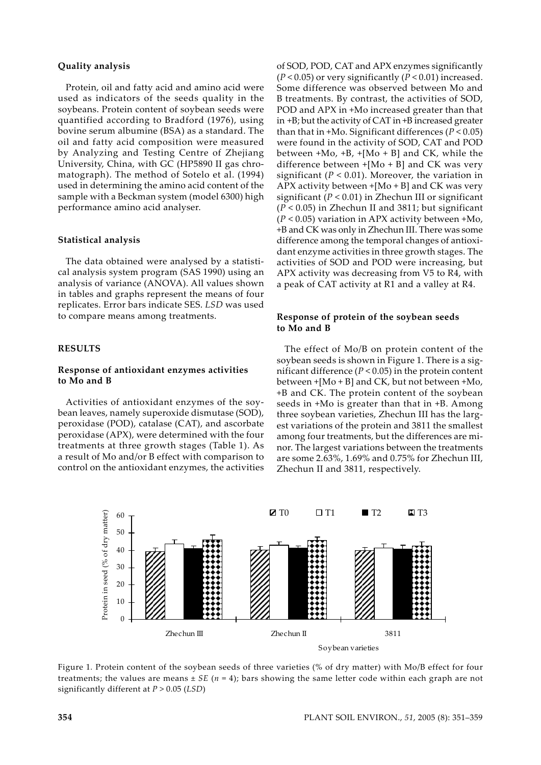### Quality analysis

Protein, oil and fatty acid and amino acid were used as indicators of the seeds quality in the soybeans. Protein content of soybean seeds were quantified according to Bradford (1976), using bovine serum albumine (BSA) as a standard. The oil and fatty acid composition were measured by Analyzing and Testing Centre of Zhejiang University, China, with GC (HP5890 II gas chromatograph). The method of Sotelo et al. (1994) used in determining the amino acid content of the sample with a Beckman system (model 6300) high performance amino acid analyser.

### Statistical analysis

The data obtained were analysed by a statistical analysis system program (SAS 1990) using an analysis of variance (ANOVA). All values shown in tables and graphs represent the means of four replicates. Error bars indicate SES. *LSD* was used to compare means among treatments.

## RESULTS

### Response of antioxidant enzymes activities to Mo and B

Activities of antioxidant enzymes of the soybean leaves, namely superoxide dismutase (SOD), peroxidase (POD), catalase (CAT), and ascorbate peroxidase (APX), were determined with the four treatments at three growth stages (Table 1). As a result of Mo and/or B effect with comparison to control on the antioxidant enzymes, the activities of SOD, POD, CAT and APX enzymes significantly ($P < 0.05$) or very significantly ($P < 0.01$) increased. Some difference was observed between Mo and B treatments. By contrast, the activities of SOD, POD and APX in +Mo increased greater than that in +B; but the activity of CAT in +B increased greater than that in +Mo. Significant differences ($P < 0.05$) were found in the activity of SOD, CAT and POD between +Mo, +B, +[Mo + B] and CK, while the difference between +[Mo + B] and CK was very significant ($P < 0.01$). Moreover, the variation in APX activity between +[Mo + B] and CK was very significant ($P < 0.01$) in Zhechun III or significant ($P < 0.05$) in Zhechun II and 3811; but significant ($P < 0.05$) variation in APX activity between +Mo, +B and CK was only in Zhechun III. There was some difference among the temporal changes of antioxidant enzyme activities in three growth stages. The activities of SOD and POD were increasing, but APX activity was decreasing from V5 to R4, with a peak of CAT activity at R1 and a valley at R4.

### Response of protein of the soybean seeds to Mo and B

The effect of Mo/B on protein content of the soybean seeds is shown in Figure 1. There is a significant difference ($P < 0.05$) in the protein content between +[Mo + B] and CK, but not between +Mo, +B and CK. The protein content of the soybean seeds in +Mo is greater than that in +B. Among three soybean varieties, Zhechun III has the largest variations of the protein and 3811 the smallest among four treatments, but the differences are minor. The largest variations between the treatments are some 2.63%, 1.69% and 0.75% for Zhechun III, Zhechun II and 3811, respectively.

Figure 1. Protein content of the soybean seeds of three varieties (% of dry matter) with Mo/B effect for four treatments; the values are means ± *SE* ($n = 4$); bars showing the same letter code within each graph are not significantly different at $P > 0.05$ (*LSD*)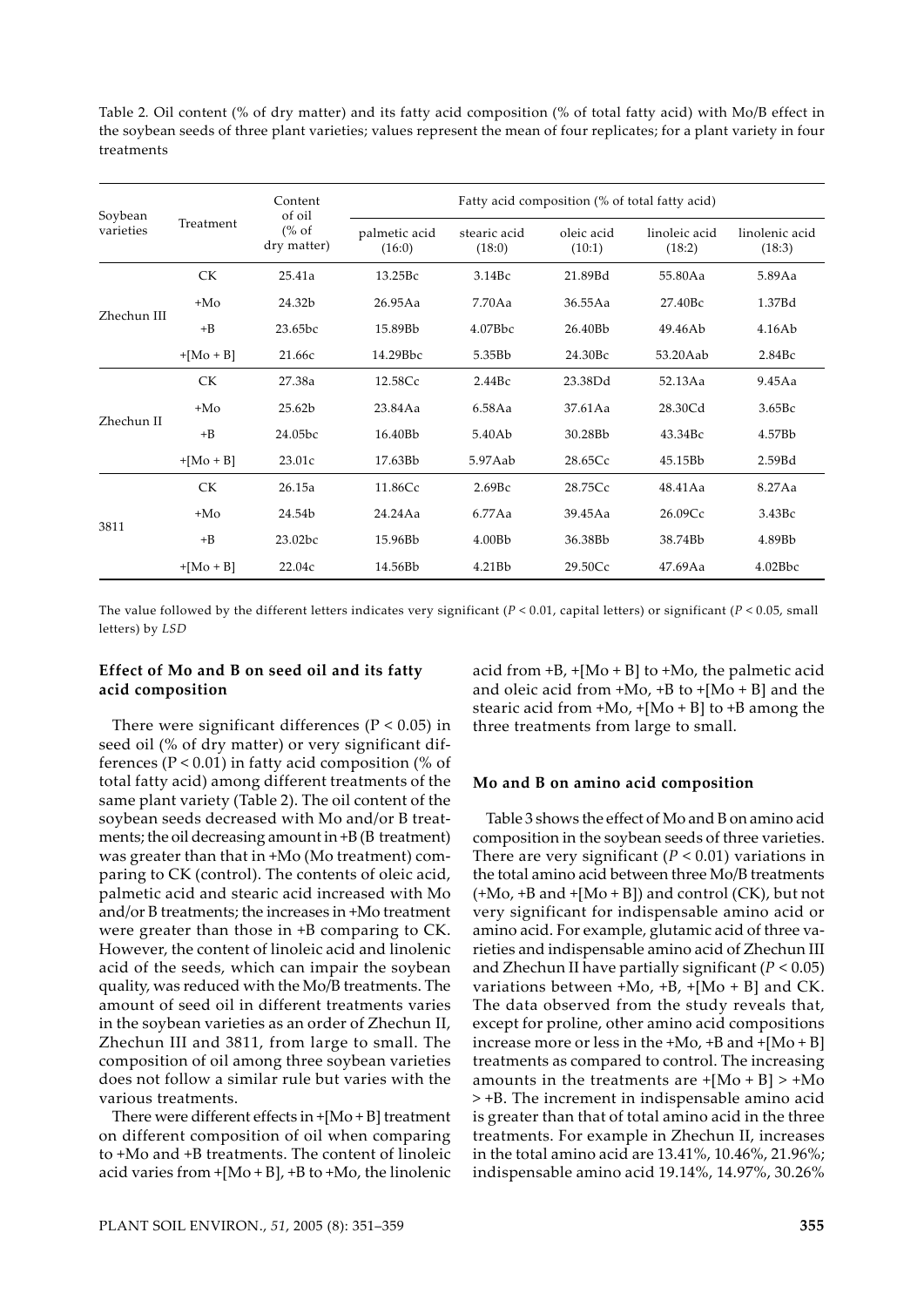Table 2. Oil content (% of dry matter) and its fatty acid composition (% of total fatty acid) with Mo/B effect in the soybean seeds of three plant varieties; values represent the mean of four replicates; for a plant variety in four treatments

| Soybean varieties | Treatment | Content of oil (% of dry matter) | Fatty acid composition (% of total fatty acid) | | | | |
|---|---|---|---|---|---|---|---|
| | | | palmetic acid (16:0) | stearic acid (18:0) | oleic acid (10:1) | linoleic acid (18:2) | linolenic acid (18:3) |
| Zhechun III | CK | 25.41a | 13.25Bc | 3.14Bc | 21.89Bd | 55.80Aa | 5.89Aa |
| | +Mo | 24.32b | 26.95Aa | 7.70Aa | 36.55Aa | 27.40Bc | 1.37Bd |
| | +B | 23.65bc | 15.89Bb | 4.07Bbc | 26.40Bb | 49.46Ab | 4.16Ab |
| | +[Mo + B] | 21.66c | 14.29Bbc | 5.35Bb | 24.30Bc | 53.20Aab | 2.84Bc |
| Zhechun II | CK | 27.38a | 12.58Cc | 2.44Bc | 23.38Dd | 52.13Aa | 9.45Aa |
| | +Mo | 25.62b | 23.84Aa | 6.58Aa | 37.61Aa | 28.30Cd | 3.65Bc |
| | +B | 24.05bc | 16.40Bb | 5.40Ab | 30.28Bb | 43.34Bc | 4.57Bb |
| | +[Mo + B] | 23.01c | 17.63Bb | 5.97Aab | 28.65Cc | 45.15Bb | 2.59Bd |
| 3811 | CK | 26.15a | 11.86Cc | 2.69Bc | 28.75Cc | 48.41Aa | 8.27Aa |
| | +Mo | 24.54b | 24.24Aa | 6.77Aa | 39.45Aa | 26.09Cc | 3.43Bc |
| | +B | 23.02bc | 15.96Bb | 4.00Bb | 36.38Bb | 38.74Bb | 4.89Bb |
| | +[Mo + B] | 22.04c | 14.56Bb | 4.21Bb | 29.50Cc | 47.69Aa | 4.02Bbc |

The value followed by the different letters indicates very significant ($P < 0.01$, capital letters) or significant ($P < 0.05$, small letters) by *LSD*

### Effect of Mo and B on seed oil and its fatty acid composition

There were significant differences ($P < 0.05$) in seed oil (% of dry matter) or very significant differences ($P < 0.01$) in fatty acid composition (% of total fatty acid) among different treatments of the same plant variety (Table 2). The oil content of the soybean seeds decreased with Mo and/or B treatments; the oil decreasing amount in +B (B treatment) was greater than that in +Mo (Mo treatment) comparing to CK (control). The contents of oleic acid, palmetic acid and stearic acid increased with Mo and/or B treatments; the increases in +Mo treatment were greater than those in +B comparing to CK. However, the content of linoleic acid and linolenic acid of the seeds, which can impair the soybean quality, was reduced with the Mo/B treatments. The amount of seed oil in different treatments varies in the soybean varieties as an order of Zhechun II, Zhechun III and 3811, from large to small. The composition of oil among three soybean varieties does not follow a similar rule but varies with the various treatments.

There were different effects in +[Mo + B] treatment on different composition of oil when comparing to +Mo and +B treatments. The content of linoleic acid varies from +[Mo + B], +B to +Mo, the linolenic acid from +B, +[Mo + B] to +Mo, the palmetic acid and oleic acid from +Mo, +B to +[Mo + B] and the stearic acid from +Mo, +[Mo + B] to +B among the three treatments from large to small.

### Mo and B on amino acid composition

Table 3 shows the effect of Mo and B on amino acid composition in the soybean seeds of three varieties. There are very significant ($P < 0.01$) variations in the total amino acid between three Mo/B treatments (+Mo, +B and +[Mo + B]) and control (CK), but not very significant for indispensable amino acid or amino acid. For example, glutamic acid of three varieties and indispensable amino acid of Zhechun III and Zhechun II have partially significant ($P < 0.05$) variations between +Mo, +B, +[Mo + B] and CK. The data observed from the study reveals that, except for proline, other amino acid compositions increase more or less in the +Mo, +B and +[Mo + B] treatments as compared to control. The increasing amounts in the treatments are +[Mo + B] > +Mo > +B. The increment in indispensable amino acid is greater than that of total amino acid in the three treatments. For example in Zhechun II, increases in the total amino acid are 13.41%, 10.46%, 21.96%; indispensable amino acid 19.14%, 14.97%, 30.26%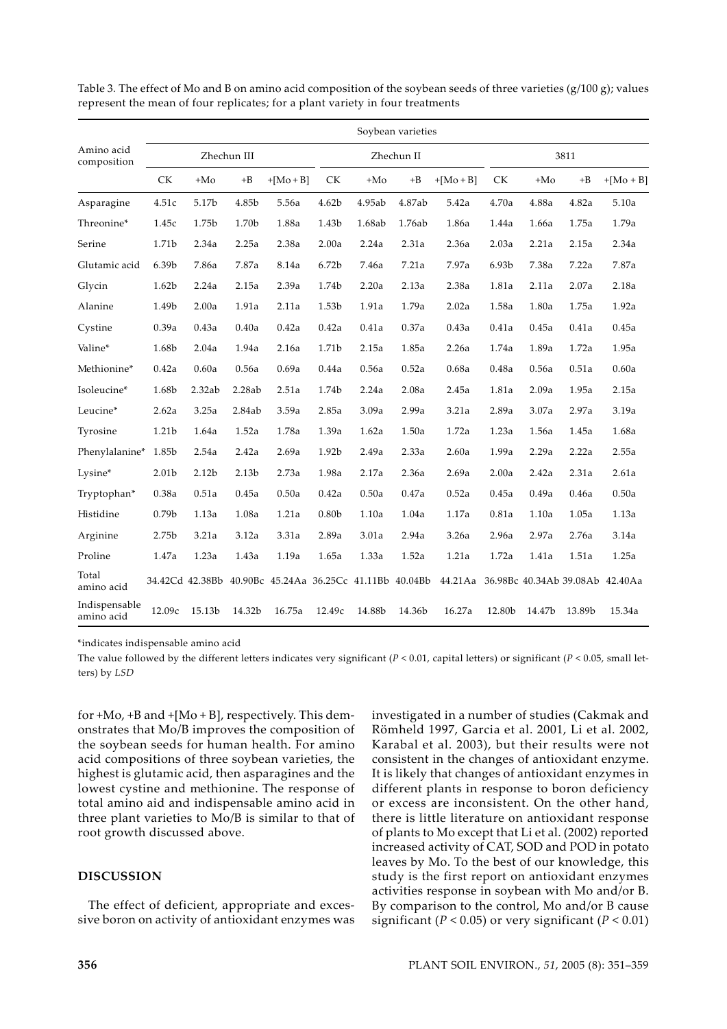Table 3. The effect of Mo and B on amino acid composition of the soybean seeds of three varieties (g/100 g); values represent the mean of four replicates; for a plant variety in four treatments

| Amino acid composition | Soybean varieties | | | | | | | | | | | |
|---|---|---|---|---|---|---|---|---|---|---|---|---|
| | Zhechun III | | | | Zhechun II | | | | 3811 | | | |
| | CK | +Mo | +B | +[Mo + B] | CK | +Mo | +B | +[Mo + B] | CK | +Mo | +B | +[Mo + B] |
| Asparagine | 4.51c | 5.17b | 4.85b | 5.56a | 4.62b | 4.95ab | 4.87ab | 5.42a | 4.70a | 4.88a | 4.82a | 5.10a |
| Threonine* | 1.45c | 1.75b | 1.70b | 1.88a | 1.43b | 1.68ab | 1.76ab | 1.86a | 1.44a | 1.66a | 1.75a | 1.79a |
| Serine | 1.71b | 2.34a | 2.25a | 2.38a | 2.00a | 2.24a | 2.31a | 2.36a | 2.03a | 2.21a | 2.15a | 2.34a |
| Glutamic acid | 6.39b | 7.86a | 7.87a | 8.14a | 6.72b | 7.46a | 7.21a | 7.97a | 6.93b | 7.38a | 7.22a | 7.87a |
| Glycin | 1.62b | 2.24a | 2.15a | 2.39a | 1.74b | 2.20a | 2.13a | 2.38a | 1.81a | 2.11a | 2.07a | 2.18a |
| Alanine | 1.49b | 2.00a | 1.91a | 2.11a | 1.53b | 1.91a | 1.79a | 2.02a | 1.58a | 1.80a | 1.75a | 1.92a |
| Cystine | 0.39a | 0.43a | 0.40a | 0.42a | 0.42a | 0.41a | 0.37a | 0.43a | 0.41a | 0.45a | 0.41a | 0.45a |
| Valine* | 1.68b | 2.04a | 1.94a | 2.16a | 1.71b | 2.15a | 1.85a | 2.26a | 1.74a | 1.89a | 1.72a | 1.95a |
| Methionine* | 0.42a | 0.60a | 0.56a | 0.69a | 0.44a | 0.56a | 0.52a | 0.68a | 0.48a | 0.56a | 0.51a | 0.60a |
| Isoleucine* | 1.68b | 2.32ab | 2.28ab | 2.51a | 1.74b | 2.24a | 2.08a | 2.45a | 1.81a | 2.09a | 1.95a | 2.15a |
| Leucine* | 2.62a | 3.25a | 2.84ab | 3.59a | 2.85a | 3.09a | 2.99a | 3.21a | 2.89a | 3.07a | 2.97a | 3.19a |
| Tyrosine | 1.21b | 1.64a | 1.52a | 1.78a | 1.39a | 1.62a | 1.50a | 1.72a | 1.23a | 1.56a | 1.45a | 1.68a |
| Phenylalanine* | 1.85b | 2.54a | 2.42a | 2.69a | 1.92b | 2.49a | 2.33a | 2.60a | 1.99a | 2.29a | 2.22a | 2.55a |
| Lysine* | 2.01b | 2.12b | 2.13b | 2.73a | 1.98a | 2.17a | 2.36a | 2.69a | 2.00a | 2.42a | 2.31a | 2.61a |
| Tryptophan* | 0.38a | 0.51a | 0.45a | 0.50a | 0.42a | 0.50a | 0.47a | 0.52a | 0.45a | 0.49a | 0.46a | 0.50a |
| Histidine | 0.79b | 1.13a | 1.08a | 1.21a | 0.80b | 1.10a | 1.04a | 1.17a | 0.81a | 1.10a | 1.05a | 1.13a |
| Arginine | 2.75b | 3.21a | 3.12a | 3.31a | 2.89a | 3.01a | 2.94a | 3.26a | 2.96a | 2.97a | 2.76a | 3.14a |
| Proline | 1.47a | 1.23a | 1.43a | 1.19a | 1.65a | 1.33a | 1.52a | 1.21a | 1.72a | 1.41a | 1.51a | 1.25a |
| Total amino acid | 34.42Cd | 42.38Bb | 40.90Bc | 45.24Aa | 36.25Cc | 41.11Bb | 40.04Bb | 44.21Aa | 36.98Bc | 40.34Ab | 39.08Ab | 42.40Aa |
| Indispensable amino acid | 12.09c | 15.13b | 14.32b | 16.75a | 12.49c | 14.88b | 14.36b | 16.27a | 12.80b | 14.47b | 13.89b | 15.34a |

*indicates indispensable amino acid

The value followed by the different letters indicates very significant ($P < 0.01$, capital letters) or significant ($P < 0.05$, small letters) by *LSD*

for +Mo, +B and +[Mo + B], respectively. This demonstrates that Mo/B improves the composition of the soybean seeds for human health. For amino acid compositions of three soybean varieties, the highest is glutamic acid, then asparagines and the lowest cystine and methionine. The response of total amino aid and indispensable amino acid in three plant varieties to Mo/B is similar to that of root growth discussed above.

## DISCUSSION

The effect of deficient, appropriate and excessive boron on activity of antioxidant enzymes was investigated in a number of studies (Cakmak and Römheld 1997, Garcia et al. 2001, Li et al. 2002, Karabal et al. 2003), but their results were not consistent in the changes of antioxidant enzyme. It is likely that changes of antioxidant enzymes in different plants in response to boron deficiency or excess are inconsistent. On the other hand, there is little literature on antioxidant response of plants to Mo except that Li et al. (2002) reported increased activity of CAT, SOD and POD in potato leaves by Mo. To the best of our knowledge, this study is the first report on antioxidant enzymes activities response in soybean with Mo and/or B. By comparison to the control, Mo and/or B cause significant ($P < 0.05$) or very significant ($P < 0.01$)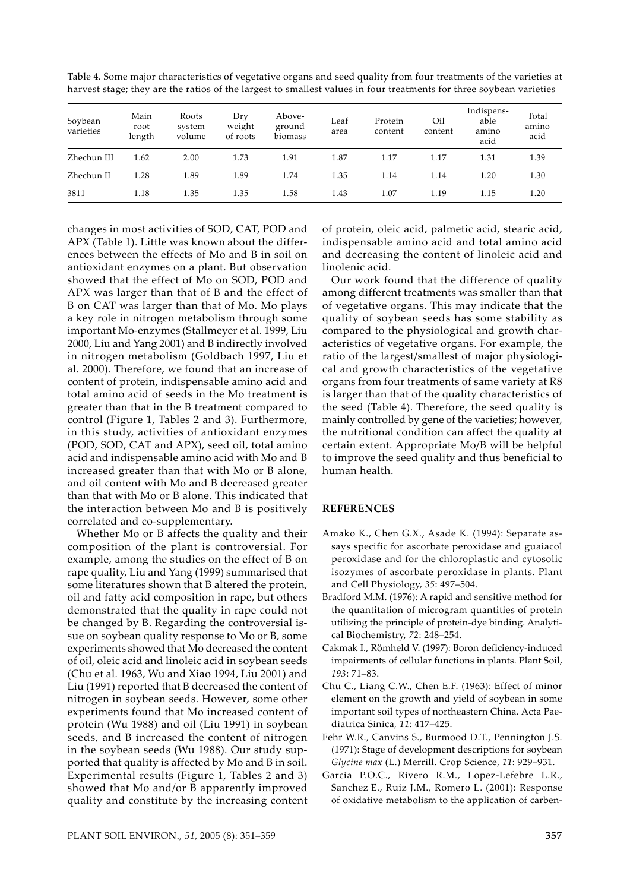Table 4. Some major characteristics of vegetative organs and seed quality from four treatments of the varieties at harvest stage; they are the ratios of the largest to smallest values in four treatments for three soybean varieties

| Soybean varieties | Main root length | Roots system volume | Dry weight of roots | Above-ground biomass | Leaf area | Protein content | Oil content | Indispensable amino acid | Total amino acid |
|---|---|---|---|---|---|---|---|---|---|
| Zhechun III | 1.62 | 2.00 | 1.73 | 1.91 | 1.87 | 1.17 | 1.17 | 1.31 | 1.39 |
| Zhechun II | 1.28 | 1.89 | 1.89 | 1.74 | 1.35 | 1.14 | 1.14 | 1.20 | 1.30 |
| 3811 | 1.18 | 1.35 | 1.35 | 1.58 | 1.43 | 1.07 | 1.19 | 1.15 | 1.20 |

changes in most activities of SOD, CAT, POD and APX (Table 1). Little was known about the differences between the effects of Mo and B in soil on antioxidant enzymes on a plant. But observation showed that the effect of Mo on SOD, POD and APX was larger than that of B and the effect of B on CAT was larger than that of Mo. Mo plays a key role in nitrogen metabolism through some important Mo-enzymes (Stallmeyer et al. 1999, Liu 2000, Liu and Yang 2001) and B indirectly involved in nitrogen metabolism (Goldbach 1997, Liu et al. 2000). Therefore, we found that an increase of content of protein, indispensable amino acid and total amino acid of seeds in the Mo treatment is greater than that in the B treatment compared to control (Figure 1, Tables 2 and 3). Furthermore, in this study, activities of antioxidant enzymes (POD, SOD, CAT and APX), seed oil, total amino acid and indispensable amino acid with Mo and B increased greater than that with Mo or B alone, and oil content with Mo and B decreased greater than that with Mo or B alone. This indicated that the interaction between Mo and B is positively correlated and co-supplementary.

Whether Mo or B affects the quality and their composition of the plant is controversial. For example, among the studies on the effect of B on rape quality, Liu and Yang (1999) summarised that some literatures shown that B altered the protein, oil and fatty acid composition in rape, but others demonstrated that the quality in rape could not be changed by B. Regarding the controversial issue on soybean quality response to Mo or B, some experiments showed that Mo decreased the content of oil, oleic acid and linoleic acid in soybean seeds (Chu et al. 1963, Wu and Xiao 1994, Liu 2001) and Liu (1991) reported that B decreased the content of nitrogen in soybean seeds. However, some other experiments found that Mo increased content of protein (Wu 1988) and oil (Liu 1991) in soybean seeds, and B increased the content of nitrogen in the soybean seeds (Wu 1988). Our study supported that quality is affected by Mo and B in soil. Experimental results (Figure 1, Tables 2 and 3) showed that Mo and/or B apparently improved quality and constitute by the increasing content of protein, oleic acid, palmetic acid, stearic acid, indispensable amino acid and total amino acid and decreasing the content of linoleic acid and linolenic acid.

Our work found that the difference of quality among different treatments was smaller than that of vegetative organs. This may indicate that the quality of soybean seeds has some stability as compared to the physiological and growth characteristics of vegetative organs. For example, the ratio of the largest/smallest of major physiological and growth characteristics of the vegetative organs from four treatments of same variety at R8 is larger than that of the quality characteristics of the seed (Table 4). Therefore, the seed quality is mainly controlled by gene of the varieties; however, the nutritional condition can affect the quality at certain extent. Appropriate Mo/B will be helpful to improve the seed quality and thus beneficial to human health.

## REFERENCES

Amako K., Chen G.X., Asade K. (1994): Separate assays specific for ascorbate peroxidase and guaiacol peroxidase and for the chloroplastic and cytosolic isozymes of ascorbate peroxidase in plants. Plant and Cell Physiology, *35*: 497–504.

Bradford M.M. (1976): A rapid and sensitive method for the quantitation of microgram quantities of protein utilizing the principle of protein-dye binding. Analytical Biochemistry, *72*: 248–254.

Cakmak I., Römheld V. (1997): Boron deficiency-induced impairments of cellular functions in plants. Plant Soil, *193*: 71–83.

Chu C., Liang C.W., Chen E.F. (1963): Effect of minor element on the growth and yield of soybean in some important soil types of northeastern China. Acta Paediatrica Sinica, *11*: 417–425.

Fehr W.R., Canvins S., Burmood D.T., Pennington J.S. (1971): Stage of development descriptions for soybean *Glycine max* (L.) Merrill. Crop Science, *11*: 929–931.

Garcia P.O.C., Rivero R.M., Lopez-Lefebre L.R., Sanchez E., Ruiz J.M., Romero L. (2001): Response of oxidative metabolism to the application of carben-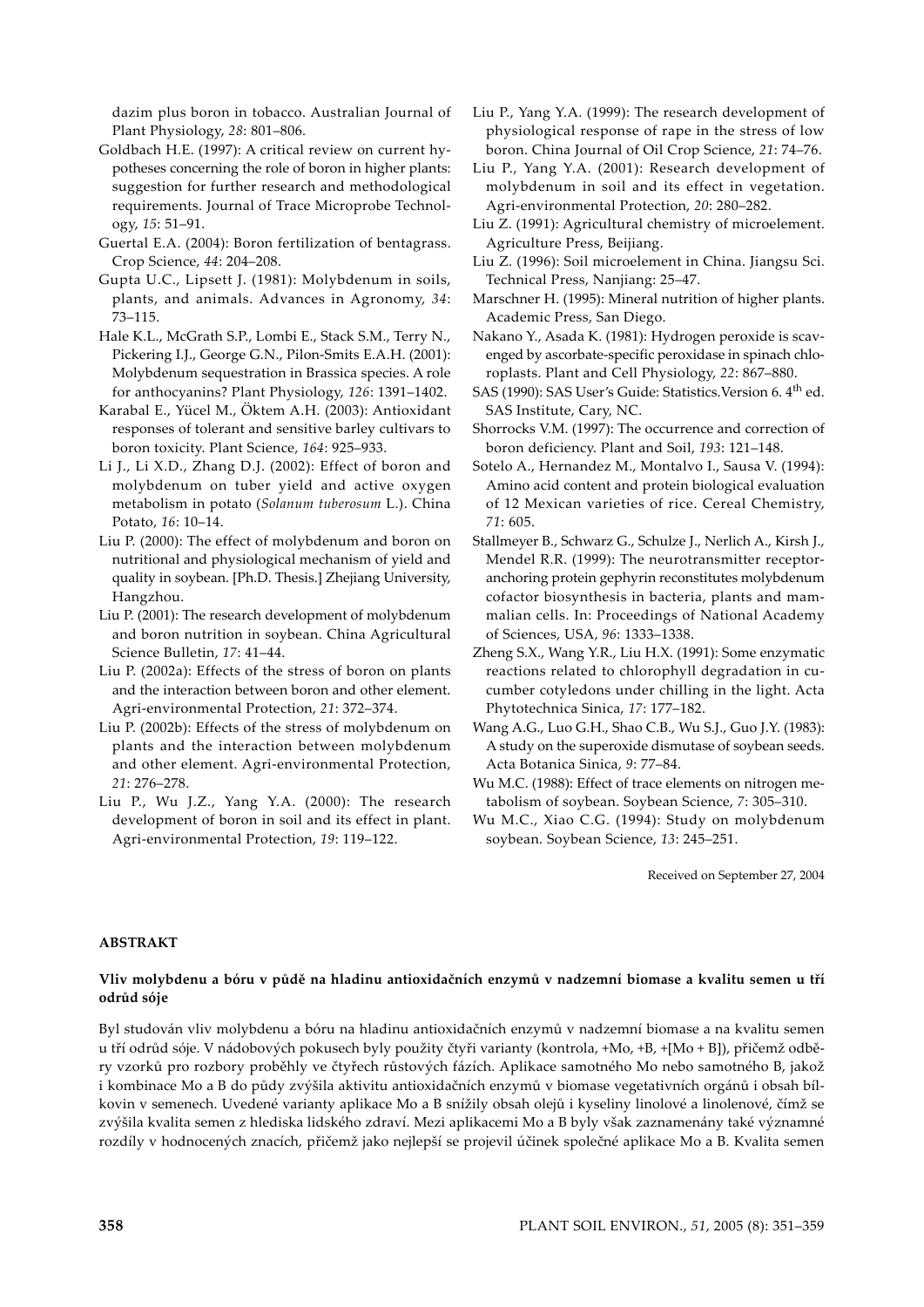dazim plus boron in tobacco. Australian Journal of Plant Physiology, *28*: 801–806.

Goldbach H.E. (1997): A critical review on current hypotheses concerning the role of boron in higher plants: suggestion for further research and methodological requirements. Journal of Trace Microprobe Technology, *15*: 51–91.

Guertal E.A. (2004): Boron fertilization of bentagrass. Crop Science, *44*: 204–208.

Gupta U.C., Lipsett J. (1981): Molybdenum in soils, plants, and animals. Advances in Agronomy, *34*: 73–115.

Hale K.L., McGrath S.P., Lombi E., Stack S.M., Terry N., Pickering I.J., George G.N., Pilon-Smits E.A.H. (2001): Molybdenum sequestration in Brassica species. A role for anthocyanins? Plant Physiology, *126*: 1391–1402.

Karabal E., Yücel M., Öktem A.H. (2003): Antioxidant responses of tolerant and sensitive barley cultivars to boron toxicity. Plant Science, *164*: 925–933.

Li J., Li X.D., Zhang D.J. (2002): Effect of boron and molybdenum on tuber yield and active oxygen metabolism in potato (*Solanum tuberosum* L.). China Potato, *16*: 10–14.

Liu P. (2000): The effect of molybdenum and boron on nutritional and physiological mechanism of yield and quality in soybean. [Ph.D. Thesis.] Zhejiang University, Hangzhou.

Liu P. (2001): The research development of molybdenum and boron nutrition in soybean. China Agricultural Science Bulletin, *17*: 41–44.

Liu P. (2002a): Effects of the stress of boron on plants and the interaction between boron and other element. Agri-environmental Protection, *21*: 372–374.

Liu P. (2002b): Effects of the stress of molybdenum on plants and the interaction between molybdenum and other element. Agri-environmental Protection, *21*: 276–278.

Liu P., Wu J.Z., Yang Y.A. (2000): The research development of boron in soil and its effect in plant. Agri-environmental Protection, *19*: 119–122.

Liu P., Yang Y.A. (1999): The research development of physiological response of rape in the stress of low boron. China Journal of Oil Crop Science, *21*: 74–76.

Liu P., Yang Y.A. (2001): Research development of molybdenum in soil and its effect in vegetation. Agri-environmental Protection, *20*: 280–282.

Liu Z. (1991): Agricultural chemistry of microelement. Agriculture Press, Beijiang.

Liu Z. (1996): Soil microelement in China. Jiangsu Sci. Technical Press, Nanjiang: 25–47.

Marschner H. (1995): Mineral nutrition of higher plants. Academic Press, San Diego.

Nakano Y., Asada K. (1981): Hydrogen peroxide is scavenged by ascorbate-specific peroxidase in spinach chloroplasts. Plant and Cell Physiology, *22*: 867–880.

SAS (1990): SAS User's Guide: Statistics.Version 6. 4$^{th}$ ed. SAS Institute, Cary, NC.

Shorrocks V.M. (1997): The occurrence and correction of boron deficiency. Plant and Soil, *193*: 121–148.

Sotelo A., Hernandez M., Montalvo I., Sausa V. (1994): Amino acid content and protein biological evaluation of 12 Mexican varieties of rice. Cereal Chemistry, *71*: 605.

Stallmeyer B., Schwarz G., Schulze J., Nerlich A., Kirsh J., Mendel R.R. (1999): The neurotransmitter receptor-anchoring protein gephyrin reconstitutes molybdenum cofactor biosynthesis in bacteria, plants and mammalian cells. In: Proceedings of National Academy of Sciences, USA, *96*: 1333–1338.

Zheng S.X., Wang Y.R., Liu H.X. (1991): Some enzymatic reactions related to chlorophyll degradation in cucumber cotyledons under chilling in the light. Acta Phytotechnica Sinica, *17*: 177–182.

Wang A.G., Luo G.H., Shao C.B., Wu S.J., Guo J.Y. (1983): A study on the superoxide dismutase of soybean seeds. Acta Botanica Sinica, *9*: 77–84.

Wu M.C. (1988): Effect of trace elements on nitrogen metabolism of soybean. Soybean Science, *7*: 305–310.

Wu M.C., Xiao C.G. (1994): Study on molybdenum soybean. Soybean Science, *13*: 245–251.

Received on September 27, 2004

## ABSTRAKT

### Vliv molybdenu a bóru v půdě na hladinu antioxidačních enzymů v nadzemní biomase a kvalitu semen u tří odrůd sóje

Byl studován vliv molybdenu a bóru na hladinu antioxidačních enzymů v nadzemní biomase a na kvalitu semen u tří odrůd sóje. V nádobových pokusech byly použity čtyři varianty (kontrola, +Mo, +B, +[Mo + B]), přičemž odběry vzorků pro rozbory proběhly ve čtyřech růstových fázích. Aplikace samotného Mo nebo samotného B, jakož i kombinace Mo a B do půdy zvýšila aktivitu antioxidačních enzymů v biomase vegetativních orgánů i obsah bílkovin v semenech. Uvedené varianty aplikace Mo a B snížily obsah olejů i kyseliny linolové a linolenové, čímž se zvýšila kvalita semen z hlediska lidského zdraví. Mezi aplikacemi Mo a B byly však zaznamenány také významné rozdíly v hodnocených znacích, přičemž jako nejlepší se projevil účinek společné aplikace Mo a B. Kvalita semen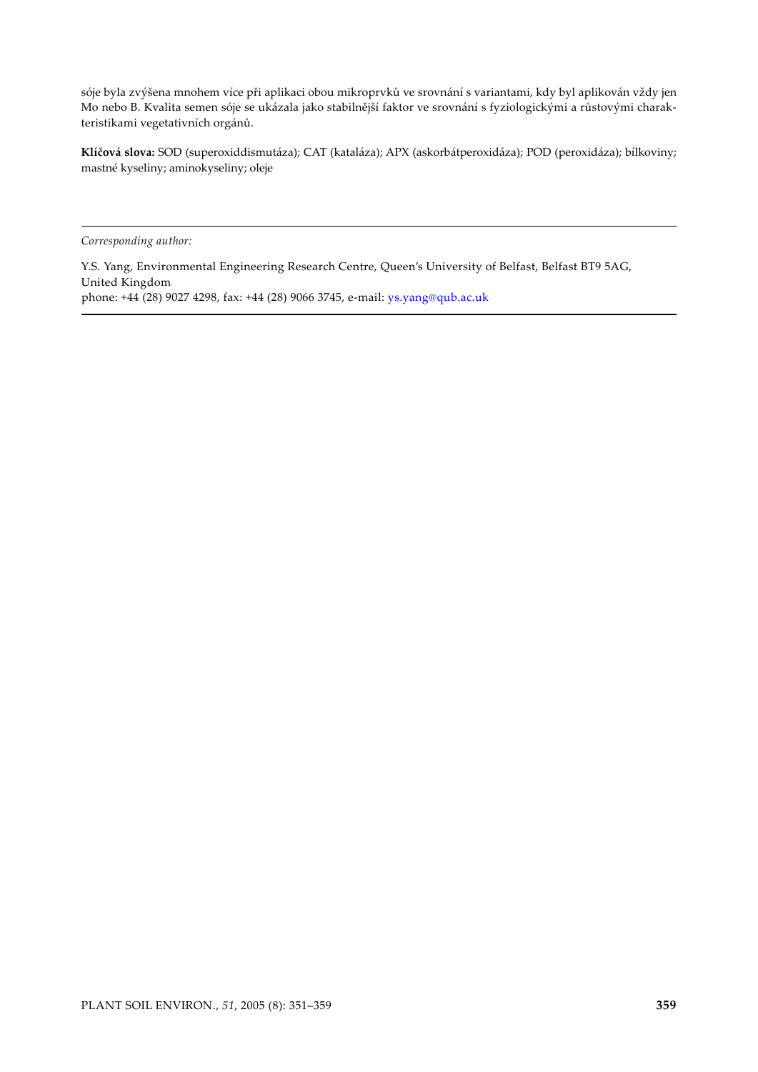sóje byla zvýšena mnohem více při aplikaci obou mikroprvků ve srovnání s variantami, kdy byl aplikován vždy jen Mo nebo B. Kvalita semen sóje se ukázala jako stabilnější faktor ve srovnání s fyziologickými a růstovými charakteristikami vegetativních orgánů.

**Klíčová slova:** SOD (superoxiddismutáza); CAT (kataláza); APX (askorbátperoxidáza); POD (peroxidáza); bílkoviny; mastné kyseliny; aminokyseliny; oleje

---

*Corresponding author:*

Y.S. Yang, Environmental Engineering Research Centre, Queen's University of Belfast, Belfast BT9 5AG, United Kingdom
phone: +44 (28) 9027 4298, fax: +44 (28) 9066 3745, e-mail: ys.yang@qub.ac.uk